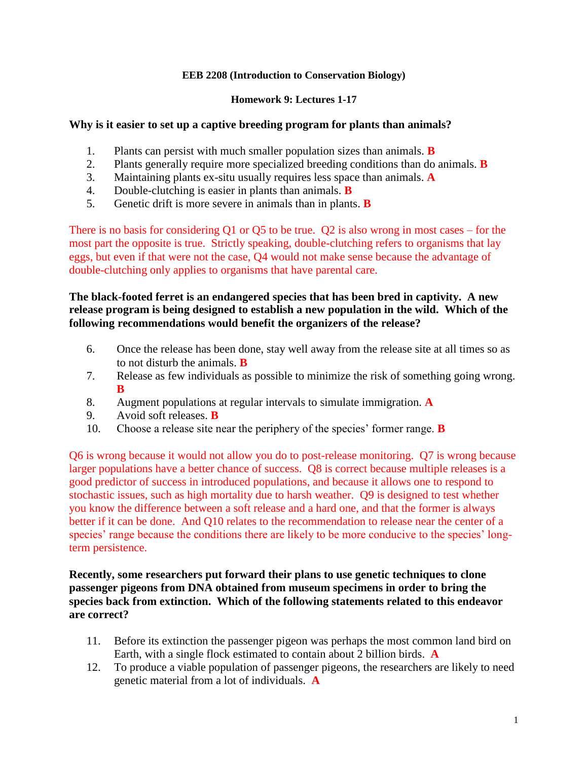**EEB 2208 (Introduction to Conservation Biology)**

**Homework 9: Lectures 1-17**

**Why is it easier to set up a captive breeding program for plants than animals?**

1. Plants can persist with much smaller population sizes than animals. **B**
2. Plants generally require more specialized breeding conditions than do animals. **B**
3. Maintaining plants ex-situ usually requires less space than animals. **A**
4. Double-clutching is easier in plants than animals. **B**
5. Genetic drift is more severe in animals than in plants. **B**

There is no basis for considering Q1 or Q5 to be true. Q2 is also wrong in most cases – for the most part the opposite is true. Strictly speaking, double-clutching refers to organisms that lay eggs, but even if that were not the case, Q4 would not make sense because the advantage of double-clutching only applies to organisms that have parental care.

**The black-footed ferret is an endangered species that has been bred in captivity. A new release program is being designed to establish a new population in the wild. Which of the following recommendations would benefit the organizers of the release?**

6. Once the release has been done, stay well away from the release site at all times so as to not disturb the animals. **B**
7. Release as few individuals as possible to minimize the risk of something going wrong. **B**
8. Augment populations at regular intervals to simulate immigration. **A**
9. Avoid soft releases. **B**
10. Choose a release site near the periphery of the species' former range. **B**

Q6 is wrong because it would not allow you do to post-release monitoring. Q7 is wrong because larger populations have a better chance of success. Q8 is correct because multiple releases is a good predictor of success in introduced populations, and because it allows one to respond to stochastic issues, such as high mortality due to harsh weather. Q9 is designed to test whether you know the difference between a soft release and a hard one, and that the former is always better if it can be done. And Q10 relates to the recommendation to release near the center of a species' range because the conditions there are likely to be more conducive to the species' long-term persistence.

**Recently, some researchers put forward their plans to use genetic techniques to clone passenger pigeons from DNA obtained from museum specimens in order to bring the species back from extinction. Which of the following statements related to this endeavor are correct?**

11. Before its extinction the passenger pigeon was perhaps the most common land bird on Earth, with a single flock estimated to contain about 2 billion birds. **A**
12. To produce a viable population of passenger pigeons, the researchers are likely to need genetic material from a lot of individuals. **A**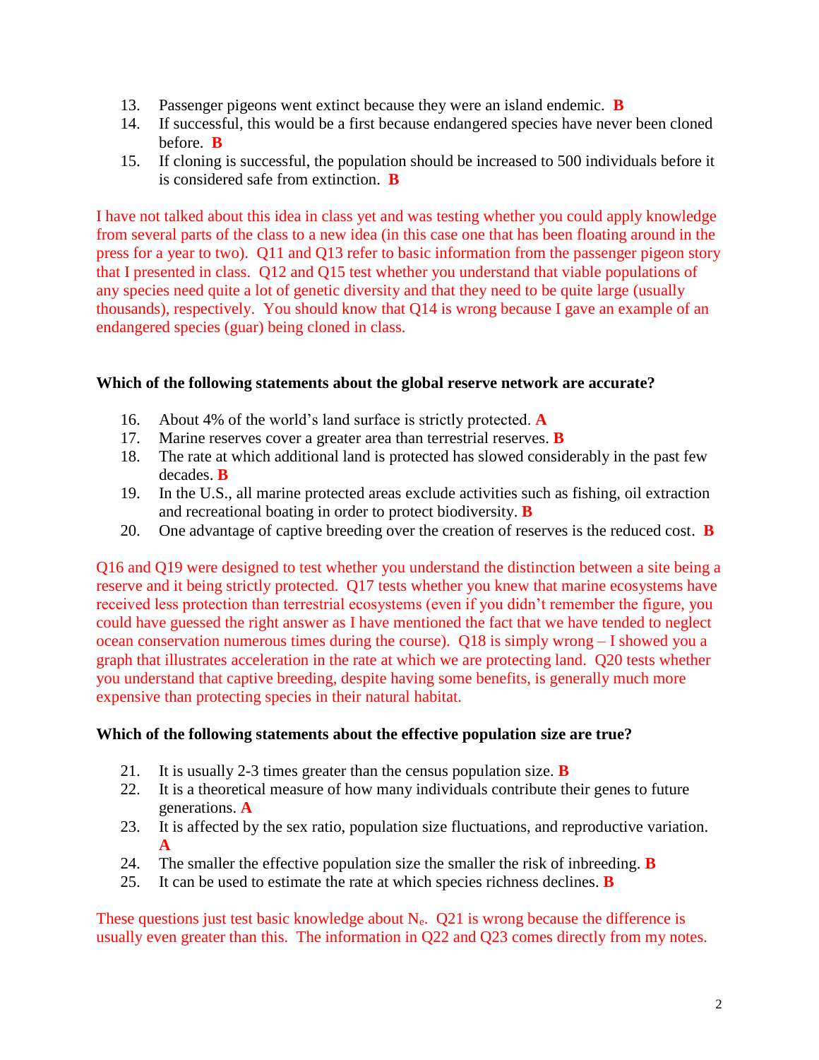13. Passenger pigeons went extinct because they were an island endemic. **B**
14. If successful, this would be a first because endangered species have never been cloned before. **B**
15. If cloning is successful, the population should be increased to 500 individuals before it is considered safe from extinction. **B**

I have not talked about this idea in class yet and was testing whether you could apply knowledge from several parts of the class to a new idea (in this case one that has been floating around in the press for a year to two). Q11 and Q13 refer to basic information from the passenger pigeon story that I presented in class. Q12 and Q15 test whether you understand that viable populations of any species need quite a lot of genetic diversity and that they need to be quite large (usually thousands), respectively. You should know that Q14 is wrong because I gave an example of an endangered species (guar) being cloned in class.

**Which of the following statements about the global reserve network are accurate?**

16. About 4% of the world's land surface is strictly protected. **A**
17. Marine reserves cover a greater area than terrestrial reserves. **B**
18. The rate at which additional land is protected has slowed considerably in the past few decades. **B**
19. In the U.S., all marine protected areas exclude activities such as fishing, oil extraction and recreational boating in order to protect biodiversity. **B**
20. One advantage of captive breeding over the creation of reserves is the reduced cost. **B**

Q16 and Q19 were designed to test whether you understand the distinction between a site being a reserve and it being strictly protected. Q17 tests whether you knew that marine ecosystems have received less protection than terrestrial ecosystems (even if you didn't remember the figure, you could have guessed the right answer as I have mentioned the fact that we have tended to neglect ocean conservation numerous times during the course). Q18 is simply wrong – I showed you a graph that illustrates acceleration in the rate at which we are protecting land. Q20 tests whether you understand that captive breeding, despite having some benefits, is generally much more expensive than protecting species in their natural habitat.

**Which of the following statements about the effective population size are true?**

21. It is usually 2-3 times greater than the census population size. **B**
22. It is a theoretical measure of how many individuals contribute their genes to future generations. **A**
23. It is affected by the sex ratio, population size fluctuations, and reproductive variation. **A**
24. The smaller the effective population size the smaller the risk of inbreeding. **B**
25. It can be used to estimate the rate at which species richness declines. **B**

These questions just test basic knowledge about $N_e$. Q21 is wrong because the difference is usually even greater than this. The information in Q22 and Q23 comes directly from my notes.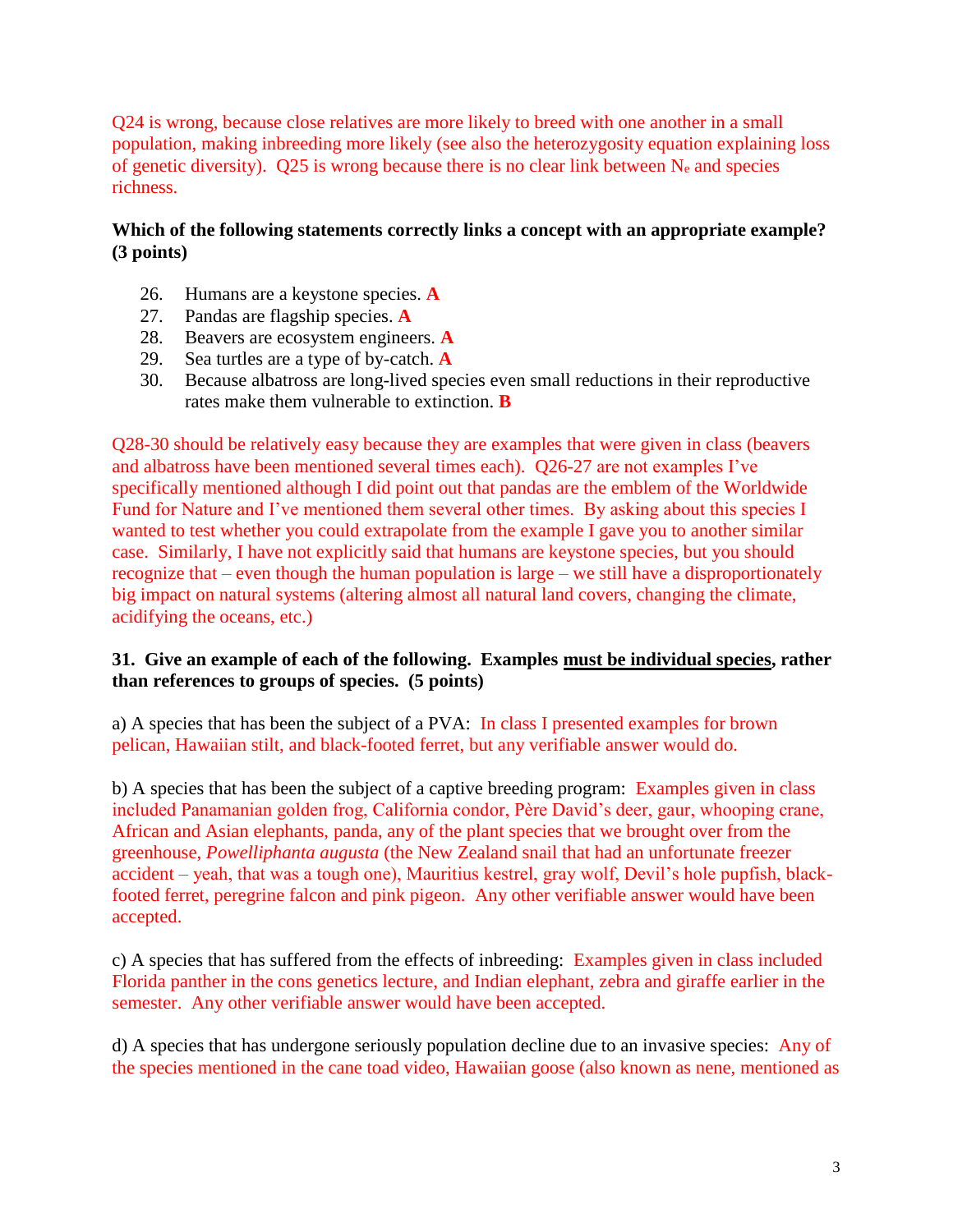Q24 is wrong, because close relatives are more likely to breed with one another in a small population, making inbreeding more likely (see also the heterozygosity equation explaining loss of genetic diversity). Q25 is wrong because there is no clear link between $N_e$ and species richness.

**Which of the following statements correctly links a concept with an appropriate example? (3 points)**

26. Humans are a keystone species. **A**
27. Pandas are flagship species. **A**
28. Beavers are ecosystem engineers. **A**
29. Sea turtles are a type of by-catch. **A**
30. Because albatross are long-lived species even small reductions in their reproductive rates make them vulnerable to extinction. **B**

Q28-30 should be relatively easy because they are examples that were given in class (beavers and albatross have been mentioned several times each). Q26-27 are not examples I've specifically mentioned although I did point out that pandas are the emblem of the Worldwide Fund for Nature and I've mentioned them several other times. By asking about this species I wanted to test whether you could extrapolate from the example I gave you to another similar case. Similarly, I have not explicitly said that humans are keystone species, but you should recognize that – even though the human population is large – we still have a disproportionately big impact on natural systems (altering almost all natural land covers, changing the climate, acidifying the oceans, etc.)

**31. Give an example of each of the following. Examples <u>must be individual species</u>, rather than references to groups of species. (5 points)**

a) A species that has been the subject of a PVA: In class I presented examples for brown pelican, Hawaiian stilt, and black-footed ferret, but any verifiable answer would do.

b) A species that has been the subject of a captive breeding program: Examples given in class included Panamanian golden frog, California condor, Père David's deer, whooping crane, gaur, African and Asian elephants, panda, any of the plant species that we brought over from the greenhouse, *Powelliphanta augusta* (the New Zealand snail that had an unfortunate freezer accident – yeah, that was a tough one), Mauritius kestrel, gray wolf, Devil's hole pupfish, black-footed ferret, peregrine falcon and pink pigeon. Any other verifiable answer would have been accepted.

c) A species that has suffered from the effects of inbreeding: Examples given in class included Florida panther in the cons genetics lecture, and Indian elephant, zebra and giraffe earlier in the semester. Any other verifiable answer would have been accepted.

d) A species that has undergone seriously population decline due to an invasive species: Any of the species mentioned in the cane toad video, Hawaiian goose (also known as nene, mentioned as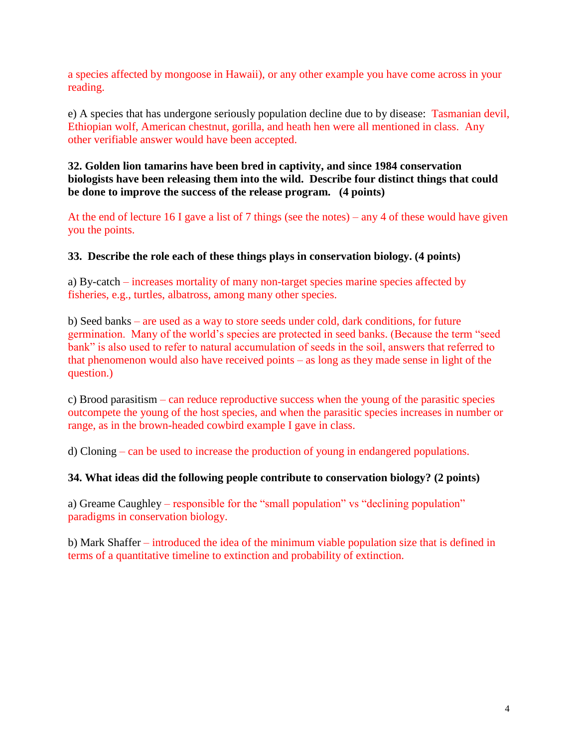a species affected by mongoose in Hawaii), or any other example you have come across in your reading.

e) A species that has undergone seriously population decline due to by disease: Tasmanian devil, Ethiopian wolf, American chestnut, gorilla, and heath hen were all mentioned in class. Any other verifiable answer would have been accepted.

**32. Golden lion tamarins have been bred in captivity, and since 1984 conservation biologists have been releasing them into the wild. Describe four distinct things that could be done to improve the success of the release program. (4 points)**

At the end of lecture 16 I gave a list of 7 things (see the notes) – any 4 of these would have given you the points.

**33. Describe the role each of these things plays in conservation biology. (4 points)**

a) By-catch – increases mortality of many non-target species marine species affected by fisheries, e.g., turtles, albatross, among many other species.

b) Seed banks – are used as a way to store seeds under cold, dark conditions, for future germination. Many of the world's species are protected in seed banks. (Because the term "seed bank" is also used to refer to natural accumulation of seeds in the soil, answers that referred to that phenomenon would also have received points – as long as they made sense in light of the question.)

c) Brood parasitism – can reduce reproductive success when the young of the parasitic species outcompete the young of the host species, and when the parasitic species increases in number or range, as in the brown-headed cowbird example I gave in class.

d) Cloning – can be used to increase the production of young in endangered populations.

**34. What ideas did the following people contribute to conservation biology? (2 points)**

a) Greame Caughley – responsible for the "small population" vs "declining population" paradigms in conservation biology.

b) Mark Shaffer – introduced the idea of the minimum viable population size that is defined in terms of a quantitative timeline to extinction and probability of extinction.